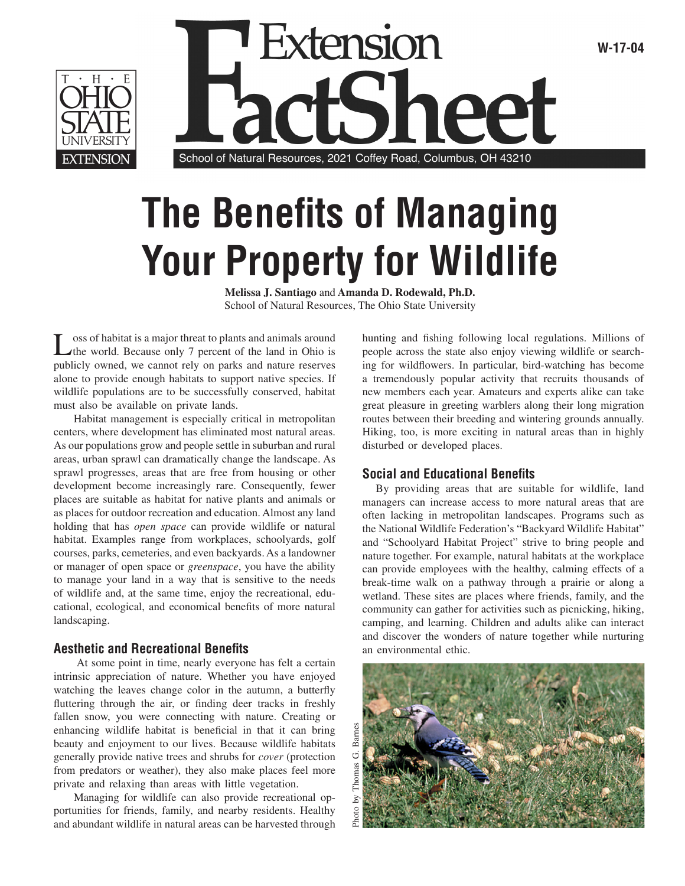# The Benefits of Managing Your Property for Wildlife

**Melissa J. Santiago** and **Amanda D. Rodewald, Ph.D.**
School of Natural Resources, The Ohio State University

Loss of habitat is a major threat to plants and animals around the world. Because only 7 percent of the land in Ohio is publicly owned, we cannot rely on parks and nature reserves alone to provide enough habitats to support native species. If wildlife populations are to be successfully conserved, habitat must also be available on private lands.

Habitat management is especially critical in metropolitan centers, where development has eliminated most natural areas. As our populations grow and people settle in suburban and rural areas, urban sprawl can dramatically change the landscape. As sprawl progresses, areas that are free from housing or other development become increasingly rare. Consequently, fewer places are suitable as habitat for native plants and animals or as places for outdoor recreation and education. Almost any land holding that has *open space* can provide wildlife or natural habitat. Examples range from workplaces, schoolyards, golf courses, parks, cemeteries, and even backyards. As a landowner or manager of open space or *greenspace*, you have the ability to manage your land in a way that is sensitive to the needs of wildlife and, at the same time, enjoy the recreational, educational, ecological, and economical benefits of more natural landscaping.

## Aesthetic and Recreational Benefits

At some point in time, nearly everyone has felt a certain intrinsic appreciation of nature. Whether you have enjoyed watching the leaves change color in the autumn, a butterfly fluttering through the air, or finding deer tracks in freshly fallen snow, you were connecting with nature. Creating or enhancing wildlife habitat is beneficial in that it can bring beauty and enjoyment to our lives. Because wildlife habitats generally provide native trees and shrubs for *cover* (protection from predators or weather), they also make places feel more private and relaxing than areas with little vegetation.

Managing for wildlife can also provide recreational opportunities for friends, family, and nearby residents. Healthy and abundant wildlife in natural areas can be harvested through hunting and fishing following local regulations. Millions of people across the state also enjoy viewing wildlife or searching for wildflowers. In particular, bird-watching has become a tremendously popular activity that recruits thousands of new members each year. Amateurs and experts alike can take great pleasure in greeting warblers along their long migration routes between their breeding and wintering grounds annually. Hiking, too, is more exciting in natural areas than in highly disturbed or developed places.

## Social and Educational Benefits

By providing areas that are suitable for wildlife, land managers can increase access to more natural areas that are often lacking in metropolitan landscapes. Programs such as the National Wildlife Federation's "Backyard Wildlife Habitat" and "Schoolyard Habitat Project" strive to bring people and nature together. For example, natural habitats at the workplace can provide employees with the healthy, calming effects of a break-time walk on a pathway through a prairie or along a wetland. These sites are places where friends, family, and the community can gather for activities such as picnicking, hiking, camping, and learning. Children and adults alike can interact and discover the wonders of nature together while nurturing an environmental ethic.

Photo by: Thomas G. Barnes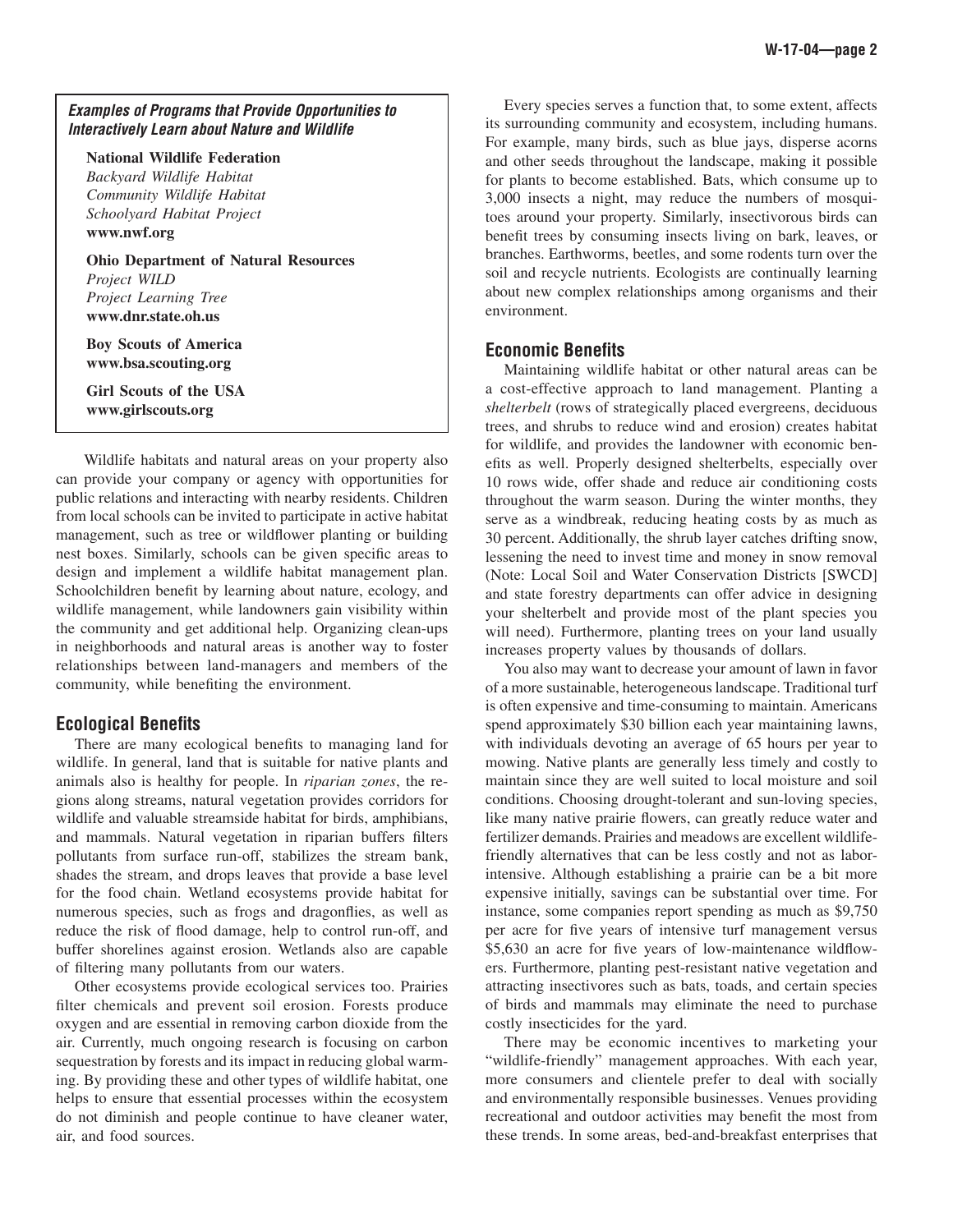***Examples of Programs that Provide Opportunities to Interactively Learn about Nature and Wildlife***

**National Wildlife Federation**
*Backyard Wildlife Habitat*
*Community Wildlife Habitat*
*Schoolyard Habitat Project*
**www.nwf.org**

**Ohio Department of Natural Resources**
*Project WILD*
*Project Learning Tree*
**www.dnr.state.oh.us**

**Boy Scouts of America**
**www.bsa.scouting.org**

**Girl Scouts of the USA**
**www.girlscouts.org**

Wildlife habitats and natural areas on your property also can provide your company or agency with opportunities for public relations and interacting with nearby residents. Children from local schools can be invited to participate in active habitat management, such as tree or wildflower planting or building nest boxes. Similarly, schools can be given specific areas to design and implement a wildlife habitat management plan. Schoolchildren benefit by learning about nature, ecology, and wildlife management, while landowners gain visibility within the community and get additional help. Organizing clean-ups in neighborhoods and natural areas is another way to foster relationships between land-managers and members of the community, while benefiting the environment.

## Ecological Benefits

There are many ecological benefits to managing land for wildlife. In general, land that is suitable for native plants and animals also is healthy for people. In *riparian zones*, the regions along streams, natural vegetation provides corridors for wildlife and valuable streamside habitat for birds, amphibians, and mammals. Natural vegetation in riparian buffers filters pollutants from surface run-off, stabilizes the stream bank, shades the stream, and drops leaves that provide a base level for the food chain. Wetland ecosystems provide habitat for numerous species, such as frogs and dragonflies, as well as reduce the risk of flood damage, help to control run-off, and buffer shorelines against erosion. Wetlands also are capable of filtering many pollutants from our waters.

Other ecosystems provide ecological services too. Prairies filter chemicals and prevent soil erosion. Forests produce oxygen and are essential in removing carbon dioxide from the air. Currently, much ongoing research is focusing on carbon sequestration by forests and its impact in reducing global warming. By providing these and other types of wildlife habitat, one helps to ensure that essential processes within the ecosystem do not diminish and people continue to have cleaner water, air, and food sources.

Every species serves a function that, to some extent, affects its surrounding community and ecosystem, including humans. For example, many birds, such as blue jays, disperse acorns and other seeds throughout the landscape, making it possible for plants to become established. Bats, which consume up to 3,000 insects a night, may reduce the numbers of mosquitoes around your property. Similarly, insectivorous birds can benefit trees by consuming insects living on bark, leaves, or branches. Earthworms, beetles, and some rodents turn over the soil and recycle nutrients. Ecologists are continually learning about new complex relationships among organisms and their environment.

## Economic Benefits

Maintaining wildlife habitat or other natural areas can be a cost-effective approach to land management. Planting a *shelterbelt* (rows of strategically placed evergreens, deciduous trees, and shrubs to reduce wind and erosion) creates habitat for wildlife, and provides the landowner with economic benefits as well. Properly designed shelterbelts, especially over 10 rows wide, offer shade and reduce air conditioning costs throughout the warm season. During the winter months, they serve as a windbreak, reducing heating costs by as much as 30 percent. Additionally, the shrub layer catches drifting snow, lessening the need to invest time and money in snow removal (Note: Local Soil and Water Conservation Districts [SWCD] and state forestry departments can offer advice in designing your shelterbelt and provide most of the plant species you will need). Furthermore, planting trees on your land usually increases property values by thousands of dollars.

You also may want to decrease your amount of lawn in favor of a more sustainable, heterogeneous landscape. Traditional turf is often expensive and time-consuming to maintain. Americans spend approximately $30 billion each year maintaining lawns, with individuals devoting an average of 65 hours per year to mowing. Native plants are generally less timely and costly to maintain since they are well suited to local moisture and soil conditions. Choosing drought-tolerant and sun-loving species, like many native prairie flowers, can greatly reduce water and fertilizer demands. Prairies and meadows are excellent wildlife-friendly alternatives that can be less costly and not as labor-intensive. Although establishing a prairie can be a bit more expensive initially, savings can be substantial over time. For instance, some companies report spending as much as $9,750 per acre for five years of intensive turf management versus $5,630 an acre for five years of low-maintenance wildflowers. Furthermore, planting pest-resistant native vegetation and attracting insectivores such as bats, toads, and certain species of birds and mammals may eliminate the need to purchase costly insecticides for the yard.

There may be economic incentives to marketing your "wildlife-friendly" management approaches. With each year, more consumers and clientele prefer to deal with socially and environmentally responsible businesses. Venues providing recreational and outdoor activities may benefit the most from these trends. In some areas, bed-and-breakfast enterprises that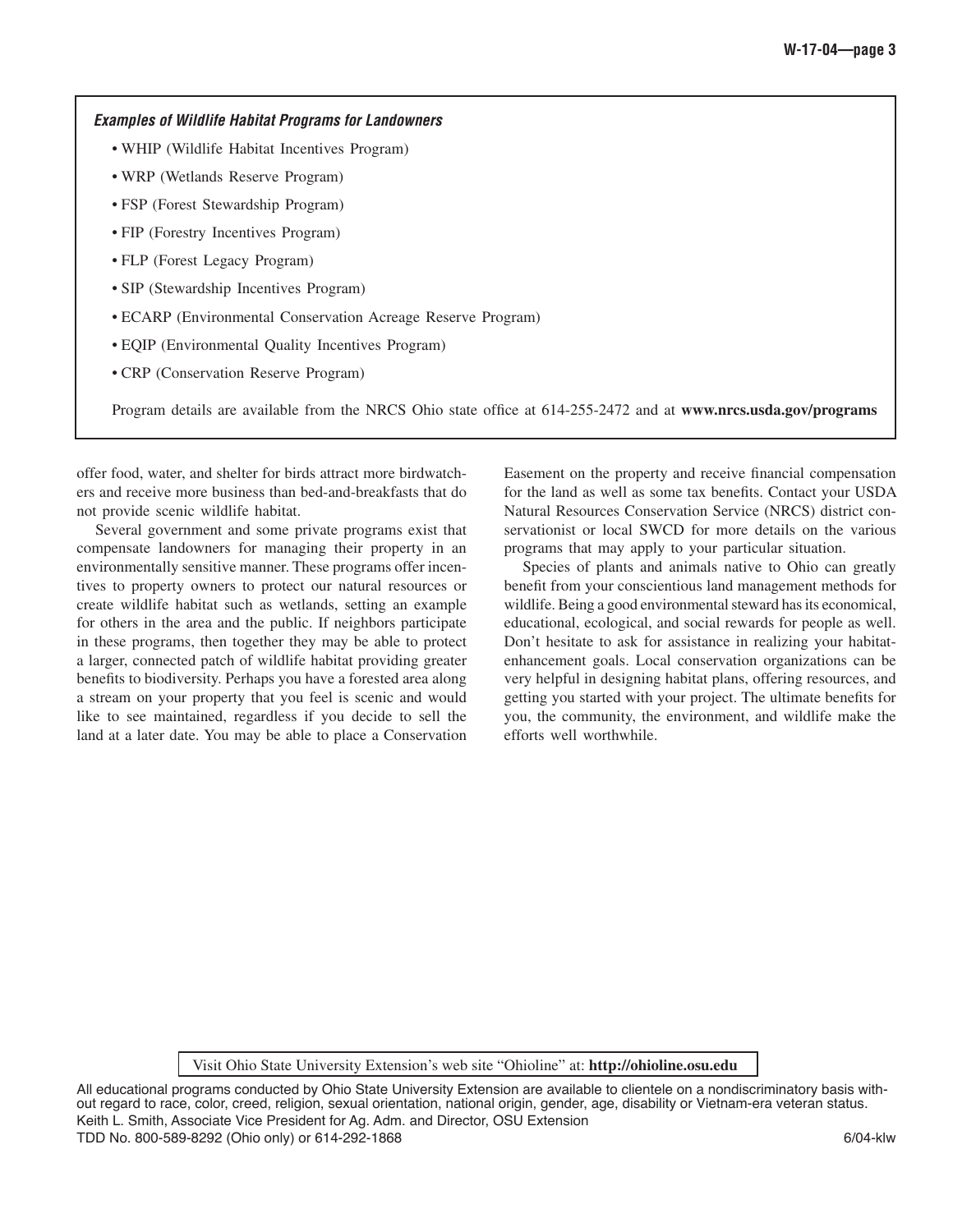***Examples of Wildlife Habitat Programs for Landowners***

- WHIP (Wildlife Habitat Incentives Program)
- WRP (Wetlands Reserve Program)
- FSP (Forest Stewardship Program)
- FIP (Forestry Incentives Program)
- FLP (Forest Legacy Program)
- SIP (Stewardship Incentives Program)
- ECARP (Environmental Conservation Acreage Reserve Program)
- EQIP (Environmental Quality Incentives Program)
- CRP (Conservation Reserve Program)

Program details are available from the NRCS Ohio state office at 614-255-2472 and at **www.nrcs.usda.gov/programs**

offer food, water, and shelter for birds attract more birdwatchers and receive more business than bed-and-breakfasts that do not provide scenic wildlife habitat.

Several government and some private programs exist that compensate landowners for managing their property in an environmentally sensitive manner. These programs offer incentives to property owners to protect our natural resources or create wildlife habitat such as wetlands, setting an example for others in the area and the public. If neighbors participate in these programs, then together they may be able to protect a larger, connected patch of wildlife habitat providing greater benefits to biodiversity. Perhaps you have a forested area along a stream on your property that you feel is scenic and would like to see maintained, regardless if you decide to sell the land at a later date. You may be able to place a Conservation Easement on the property and receive financial compensation for the land as well as some tax benefits. Contact your USDA Natural Resources Conservation Service (NRCS) district conservationist or local SWCD for more details on the various programs that may apply to your particular situation.

Species of plants and animals native to Ohio can greatly benefit from your conscientious land management methods for wildlife. Being a good environmental steward has its economical, educational, ecological, and social rewards for people as well. Don't hesitate to ask for assistance in realizing your habitat-enhancement goals. Local conservation organizations can be very helpful in designing habitat plans, offering resources, and getting you started with your project. The ultimate benefits for you, the community, the environment, and wildlife make the efforts well worthwhile.

Visit Ohio State University Extension's web site "Ohioline" at: **http://ohioline.osu.edu**

All educational programs conducted by Ohio State University Extension are available to clientele on a nondiscriminatory basis without regard to race, color, creed, religion, sexual orientation, national origin, gender, age, disability or Vietnam-era veteran status.
Keith L. Smith, Associate Vice President for Ag. Adm. and Director, OSU Extension
TDD No. 800-589-8292 (Ohio only) or 614-292-1868

6/04-klw